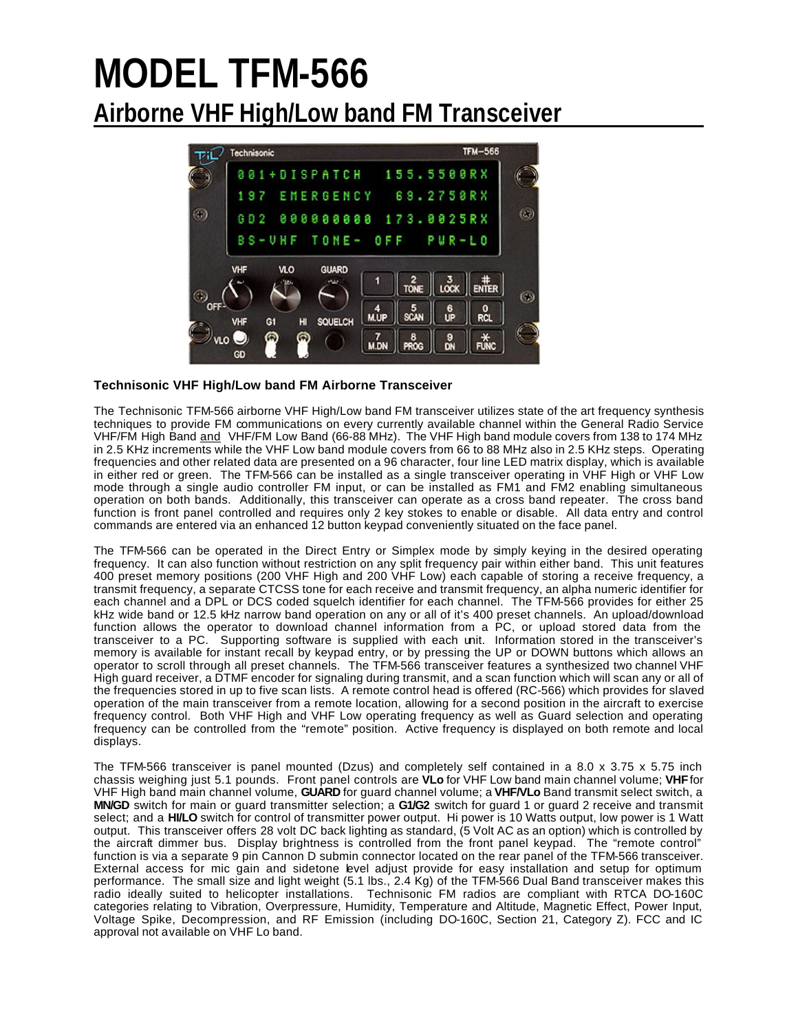# MODEL TFM-566

## Airborne VHF High/Low band FM Transceiver

### Technisonic VHF High/Low band FM Airborne Transceiver

The Technisonic TFM-566 airborne VHF High/Low band FM transceiver utilizes state of the art frequency synthesis techniques to provide FM communications on every currently available channel within the General Radio Service VHF/FM High Band and VHF/FM Low Band (66-88 MHz). The VHF High band module covers from 138 to 174 MHz in 2.5 KHz increments while the VHF Low band module covers from 66 to 88 MHz also in 2.5 KHz steps. Operating frequencies and other related data are presented on a 96 character, four line LED matrix display, which is available in either red or green. The TFM-566 can be installed as a single transceiver operating in VHF High or VHF Low mode through a single audio controller FM input, or can be installed as FM1 and FM2 enabling simultaneous operation on both bands. Additionally, this transceiver can operate as a cross band repeater. The cross band function is front panel controlled and requires only 2 key stokes to enable or disable. All data entry and control commands are entered via an enhanced 12 button keypad conveniently situated on the face panel.

The TFM-566 can be operated in the Direct Entry or Simplex mode by simply keying in the desired operating frequency. It can also function without restriction on any split frequency pair within either band. This unit features 400 preset memory positions (200 VHF High and 200 VHF Low) each capable of storing a receive frequency, a transmit frequency, a separate CTCSS tone for each receive and transmit frequency, an alpha numeric identifier for each channel and a DPL or DCS coded squelch identifier for each channel. The TFM-566 provides for either 25 kHz wide band or 12.5 kHz narrow band operation on any or all of it's 400 preset channels. An upload/download function allows the operator to download channel information from a PC, or upload stored data from the transceiver to a PC. Supporting software is supplied with each unit. Information stored in the transceiver's memory is available for instant recall by keypad entry, or by pressing the UP or DOWN buttons which allows an operator to scroll through all preset channels. The TFM-566 transceiver features a synthesized two channel VHF High guard receiver, a DTMF encoder for signaling during transmit, and a scan function which will scan any or all of the frequencies stored in up to five scan lists. A remote control head is offered (RC-566) which provides for slaved operation of the main transceiver from a remote location, allowing for a second position in the aircraft to exercise frequency control. Both VHF High and VHF Low operating frequency as well as Guard selection and operating frequency can be controlled from the "remote" position. Active frequency is displayed on both remote and local displays.

The TFM-566 transceiver is panel mounted (Dzus) and completely self contained in a 8.0 x 3.75 x 5.75 inch chassis weighing just 5.1 pounds. Front panel controls are **VLo** for VHF Low band main channel volume; **VHF** for VHF High band main channel volume, **GUARD** for guard channel volume; a **VHF/VLo** Band transmit select switch, a **MN/GD** switch for main or guard transmitter selection; a **G1/G2** switch for guard 1 or guard 2 receive and transmit select; and a **HI/LO** switch for control of transmitter power output. Hi power is 10 Watts output, low power is 1 Watt output. This transceiver offers 28 volt DC back lighting as standard, (5 Volt AC as an option) which is controlled by the aircraft dimmer bus. Display brightness is controlled from the front panel keypad. The "remote control" function is via a separate 9 pin Cannon D submin connector located on the rear panel of the TFM-566 transceiver. External access for mic gain and sidetone level adjust provide for easy installation and setup for optimum performance. The small size and light weight (5.1 lbs., 2.4 Kg) of the TFM-566 Dual Band transceiver makes this radio ideally suited to helicopter installations. Technisonic FM radios are compliant with RTCA DO-160C categories relating to Vibration, Overpressure, Humidity, Temperature and Altitude, Magnetic Effect, Power Input, Voltage Spike, Decompression, and RF Emission (including DO-160C, Section 21, Category Z). FCC and IC approval not available on VHF Lo band.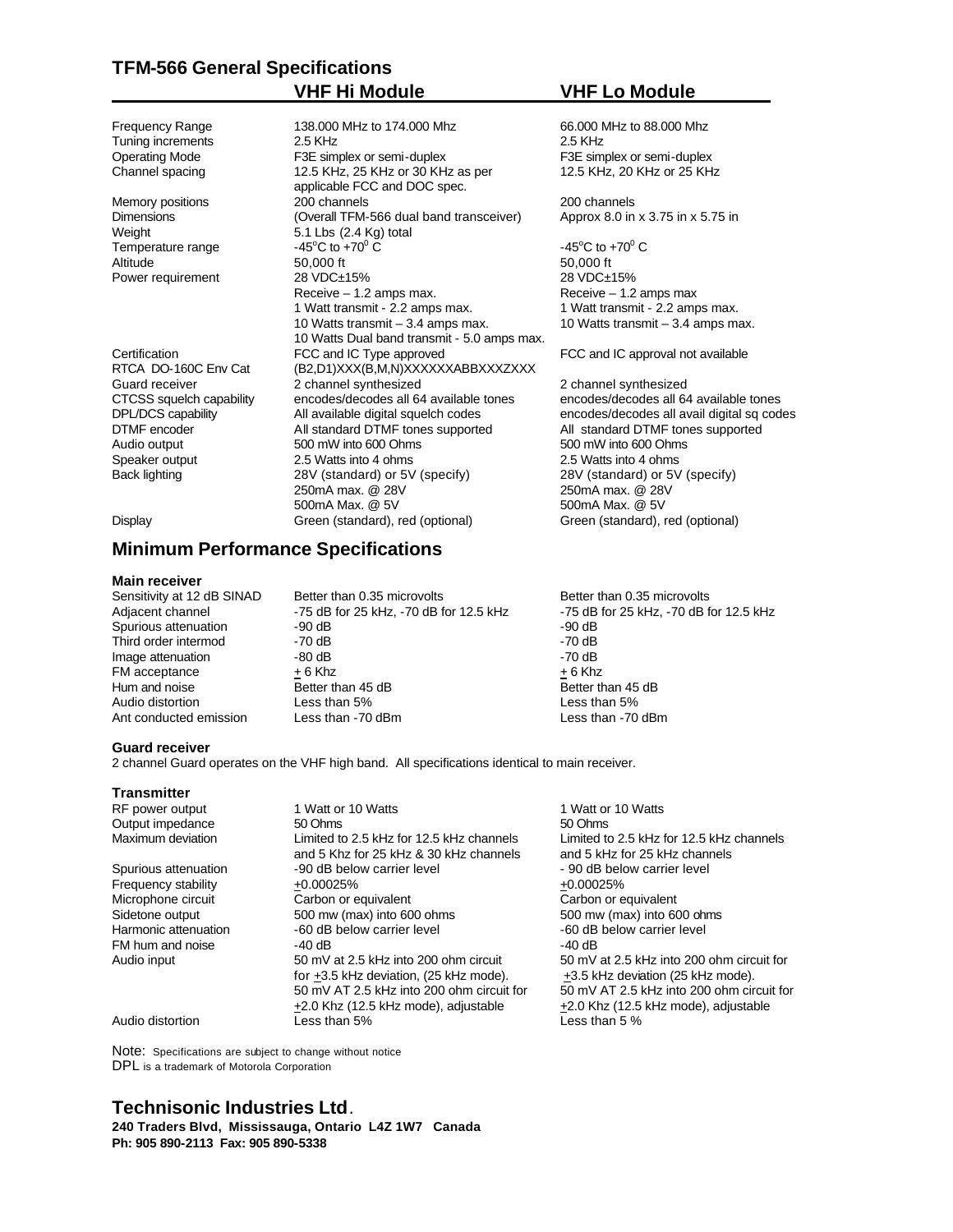## TFM-566 General Specifications

| | VHF Hi Module | VHF Lo Module |
|---|---|---|
| Frequency Range | 138.000 MHz to 174.000 Mhz | 66.000 MHz to 88.000 Mhz |
| Tuning increments | 2.5 KHz | 2.5 KHz |
| Operating Mode | F3E simplex or semi-duplex | F3E simplex or semi-duplex |
| Channel spacing | 12.5 KHz, 25 KHz or 30 KHz as per applicable FCC and DOC spec. | 12.5 KHz, 20 KHz or 25 KHz |
| Memory positions | 200 channels | 200 channels |
| Dimensions | (Overall TFM-566 dual band transceiver) | Approx 8.0 in x 3.75 in x 5.75 in |
| Weight | 5.1 Lbs (2.4 Kg) total | |
| Temperature range | -45°C to +70° C | -45°C to +70° C |
| Altitude | 50,000 ft | 50,000 ft |
| Power requirement | 28 VDC±15%<br>Receive – 1.2 amps max.<br>1 Watt transmit - 2.2 amps max.<br>10 Watts transmit – 3.4 amps max.<br>10 Watts Dual band transmit - 5.0 amps max. | 28 VDC±15%<br>Receive – 1.2 amps max<br>1 Watt transmit - 2.2 amps max.<br>10 Watts transmit – 3.4 amps max. |
| Certification | FCC and IC Type approved | FCC and IC approval not available |
| RTCA DO-160C Env Cat | (B2,D1)XXX(B,M,N)XXXXXXABBXXXZXXX | |
| Guard receiver | 2 channel synthesized | 2 channel synthesized |
| CTCSS squelch capability | encodes/decodes all 64 available tones | encodes/decodes all 64 available tones |
| DPL/DCS capability | All available digital squelch codes | encodes/decodes all avail digital sq codes |
| DTMF encoder | All standard DTMF tones supported | All standard DTMF tones supported |
| Audio output | 500 mW into 600 Ohms | 500 mW into 600 Ohms |
| Speaker output | 2.5 Watts into 4 ohms | 2.5 Watts into 4 ohms |
| Back lighting | 28V (standard) or 5V (specify)<br>250mA max. @ 28V<br>500mA Max. @ 5V | 28V (standard) or 5V (specify)<br>250mA max. @ 28V<br>500mA Max. @ 5V |
| Display | Green (standard), red (optional) | Green (standard), red (optional) |

## Minimum Performance Specifications

### Main receiver

| | | |
|---|---|---|
| Sensitivity at 12 dB SINAD | Better than 0.35 microvolts | Better than 0.35 microvolts |
| Adjacent channel | -75 dB for 25 kHz, -70 dB for 12.5 kHz | -75 dB for 25 kHz, -70 dB for 12.5 kHz |
| Spurious attenuation | -90 dB | -90 dB |
| Third order intermod | -70 dB | -70 dB |
| Image attenuation | -80 dB | -70 dB |
| FM acceptance | ± 6 Khz | ± 6 Khz |
| Hum and noise | Better than 45 dB | Better than 45 dB |
| Audio distortion | Less than 5% | Less than 5% |
| Ant conducted emission | Less than -70 dBm | Less than -70 dBm |

### Guard receiver

2 channel Guard operates on the VHF high band. All specifications identical to main receiver.

### Transmitter

| | | |
|---|---|---|
| RF power output | 1 Watt or 10 Watts | 1 Watt or 10 Watts |
| Output impedance | 50 Ohms | 50 Ohms |
| Maximum deviation | Limited to 2.5 kHz for 12.5 kHz channels and 5 Khz for 25 kHz & 30 kHz channels | Limited to 2.5 kHz for 12.5 kHz channels and 5 kHz for 25 kHz channels |
| Spurious attenuation | -90 dB below carrier level | - 90 dB below carrier level |
| Frequency stability | ±0.00025% | ±0.00025% |
| Microphone circuit | Carbon or equivalent | Carbon or equivalent |
| Sidetone output | 500 mw (max) into 600 ohms | 500 mw (max) into 600 ohms |
| Harmonic attenuation | -60 dB below carrier level | -60 dB below carrier level |
| FM hum and noise | -40 dB | -40 dB |
| Audio input | 50 mV at 2.5 kHz into 200 ohm circuit for ±3.5 kHz deviation, (25 kHz mode).<br>50 mV AT 2.5 kHz into 200 ohm circuit for ±2.0 Khz (12.5 kHz mode), adjustable | 50 mV at 2.5 kHz into 200 ohm circuit for ±3.5 kHz deviation (25 kHz mode).<br>50 mV AT 2.5 kHz into 200 ohm circuit for ±2.0 Khz (12.5 kHz mode), adjustable |
| Audio distortion | Less than 5% | Less than 5 % |

Note: Specifications are subject to change without notice
DPL is a trademark of Motorola Corporation

## Technisonic Industries Ltd.

**240 Traders Blvd, Mississauga, Ontario L4Z 1W7 Canada**
**Ph: 905 890-2113 Fax: 905 890-5338**